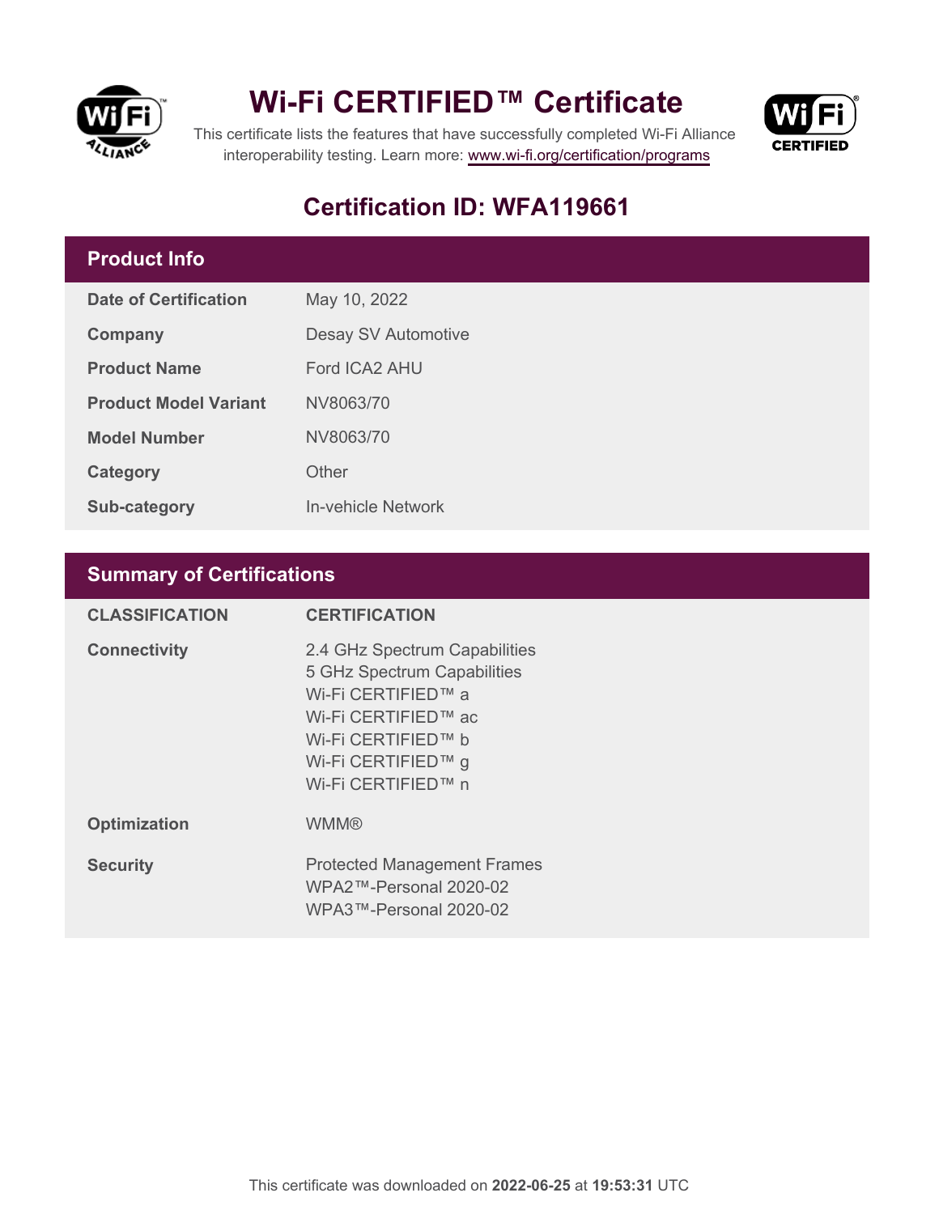# Wi-Fi CERTIFIED™ Certificate

This certificate lists the features that have successfully completed Wi-Fi Alliance interoperability testing. Learn more: www.wi-fi.org/certification/programs

## Certification ID: WFA119661

## Product Info

| | |
|---|---|
| **Date of Certification** | May 10, 2022 |
| **Company** | Desay SV Automotive |
| **Product Name** | Ford ICA2 AHU |
| **Product Model Variant** | NV8063/70 |
| **Model Number** | NV8063/70 |
| **Category** | Other |
| **Sub-category** | In-vehicle Network |

## Summary of Certifications

| CLASSIFICATION | CERTIFICATION |
|---|---|
| **Connectivity** | 2.4 GHz Spectrum Capabilities<br>5 GHz Spectrum Capabilities<br>Wi-Fi CERTIFIED™ a<br>Wi-Fi CERTIFIED™ ac<br>Wi-Fi CERTIFIED™ b<br>Wi-Fi CERTIFIED™ g<br>Wi-Fi CERTIFIED™ n |
| **Optimization** | WMM® |
| **Security** | Protected Management Frames<br>WPA2™-Personal 2020-02<br>WPA3™-Personal 2020-02 |

This certificate was downloaded on **2022-06-25** at **19:53:31** UTC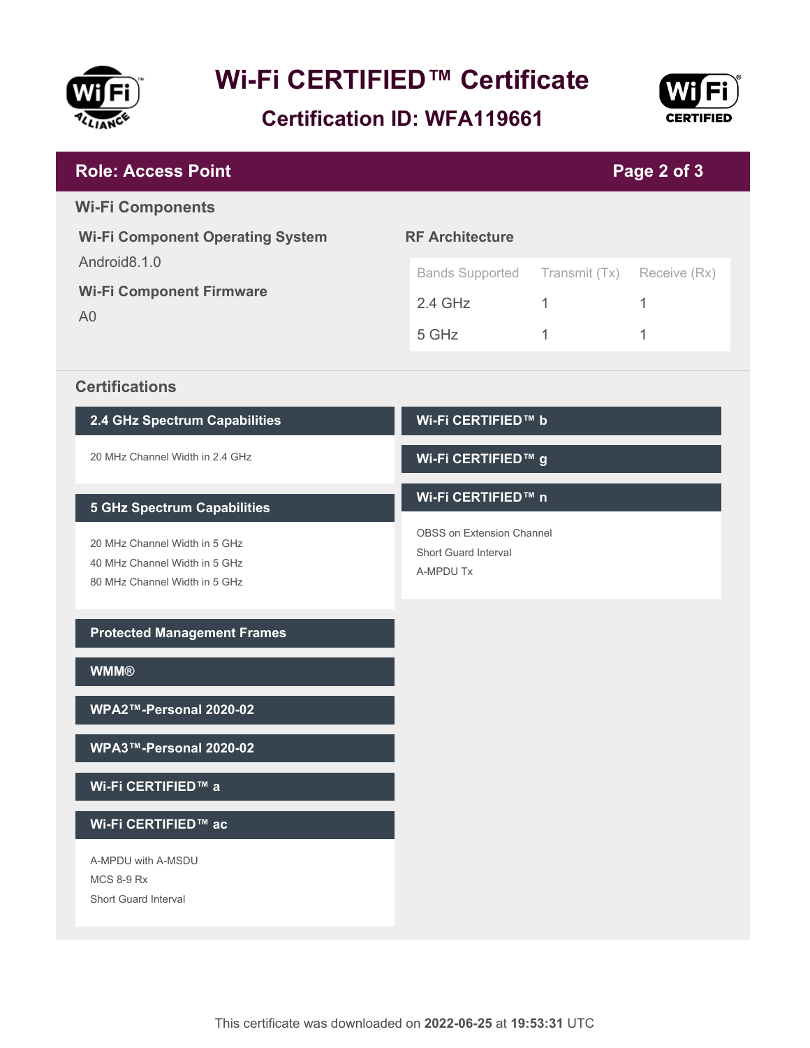# Wi-Fi CERTIFIED™ Certificate

## Certification ID: WFA119661

## Role: Access Point

### Wi-Fi Components

**Wi-Fi Component Operating System**

Android8.1.0

**Wi-Fi Component Firmware**

A0

**RF Architecture**

| Bands Supported | Transmit (Tx) | Receive (Rx) |
|---|---|---|
| 2.4 GHz | 1 | 1 |
| 5 GHz | 1 | 1 |

### Certifications

**2.4 GHz Spectrum Capabilities**

- 20 MHz Channel Width in 2.4 GHz

**5 GHz Spectrum Capabilities**

- 20 MHz Channel Width in 5 GHz
- 40 MHz Channel Width in 5 GHz
- 80 MHz Channel Width in 5 GHz

**Protected Management Frames**

**WMM®**

**WPA2™-Personal 2020-02**

**WPA3™-Personal 2020-02**

**Wi-Fi CERTIFIED™ a**

**Wi-Fi CERTIFIED™ ac**

- A-MPDU with A-MSDU
- MCS 8-9 Rx
- Short Guard Interval

**Wi-Fi CERTIFIED™ b**

**Wi-Fi CERTIFIED™ g**

**Wi-Fi CERTIFIED™ n**

- OBSS on Extension Channel
- Short Guard Interval
- A-MPDU Tx

This certificate was downloaded on **2022-06-25** at **19:53:31** UTC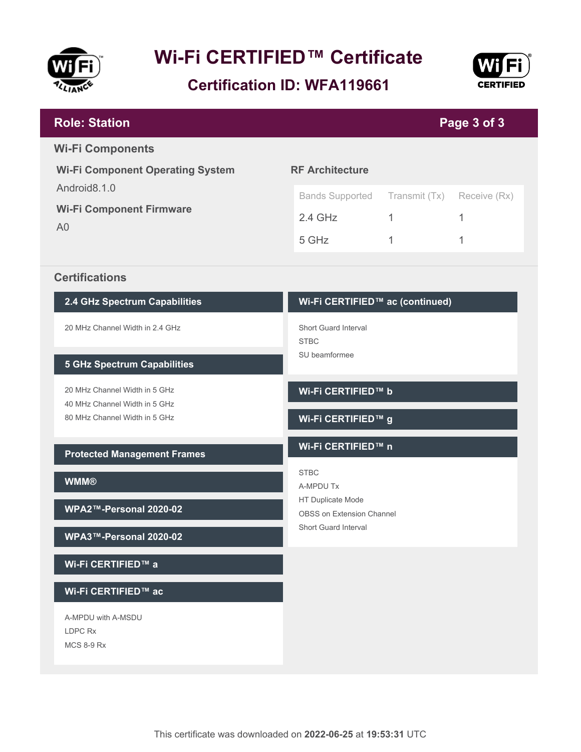# Wi-Fi CERTIFIED™ Certificate

## Certification ID: WFA119661

## Role: Station

### Wi-Fi Components

**Wi-Fi Component Operating System**

Android8.1.0

**Wi-Fi Component Firmware**

A0

**RF Architecture**

| Bands Supported | Transmit (Tx) | Receive (Rx) |
|---|---|---|
| 2.4 GHz | 1 | 1 |
| 5 GHz | 1 | 1 |

### Certifications

**2.4 GHz Spectrum Capabilities**

- 20 MHz Channel Width in 2.4 GHz

**5 GHz Spectrum Capabilities**

- 20 MHz Channel Width in 5 GHz
- 40 MHz Channel Width in 5 GHz
- 80 MHz Channel Width in 5 GHz

**Protected Management Frames**

**WMM®**

**WPA2™-Personal 2020-02**

**WPA3™-Personal 2020-02**

**Wi-Fi CERTIFIED™ a**

**Wi-Fi CERTIFIED™ ac**

- A-MPDU with A-MSDU
- LDPC Rx
- MCS 8-9 Rx

**Wi-Fi CERTIFIED™ ac (continued)**

- Short Guard Interval
- STBC
- SU beamformee

**Wi-Fi CERTIFIED™ b**

**Wi-Fi CERTIFIED™ g**

**Wi-Fi CERTIFIED™ n**

- STBC
- A-MPDU Tx
- HT Duplicate Mode
- OBSS on Extension Channel
- Short Guard Interval

This certificate was downloaded on **2022-06-25** at **19:53:31** UTC